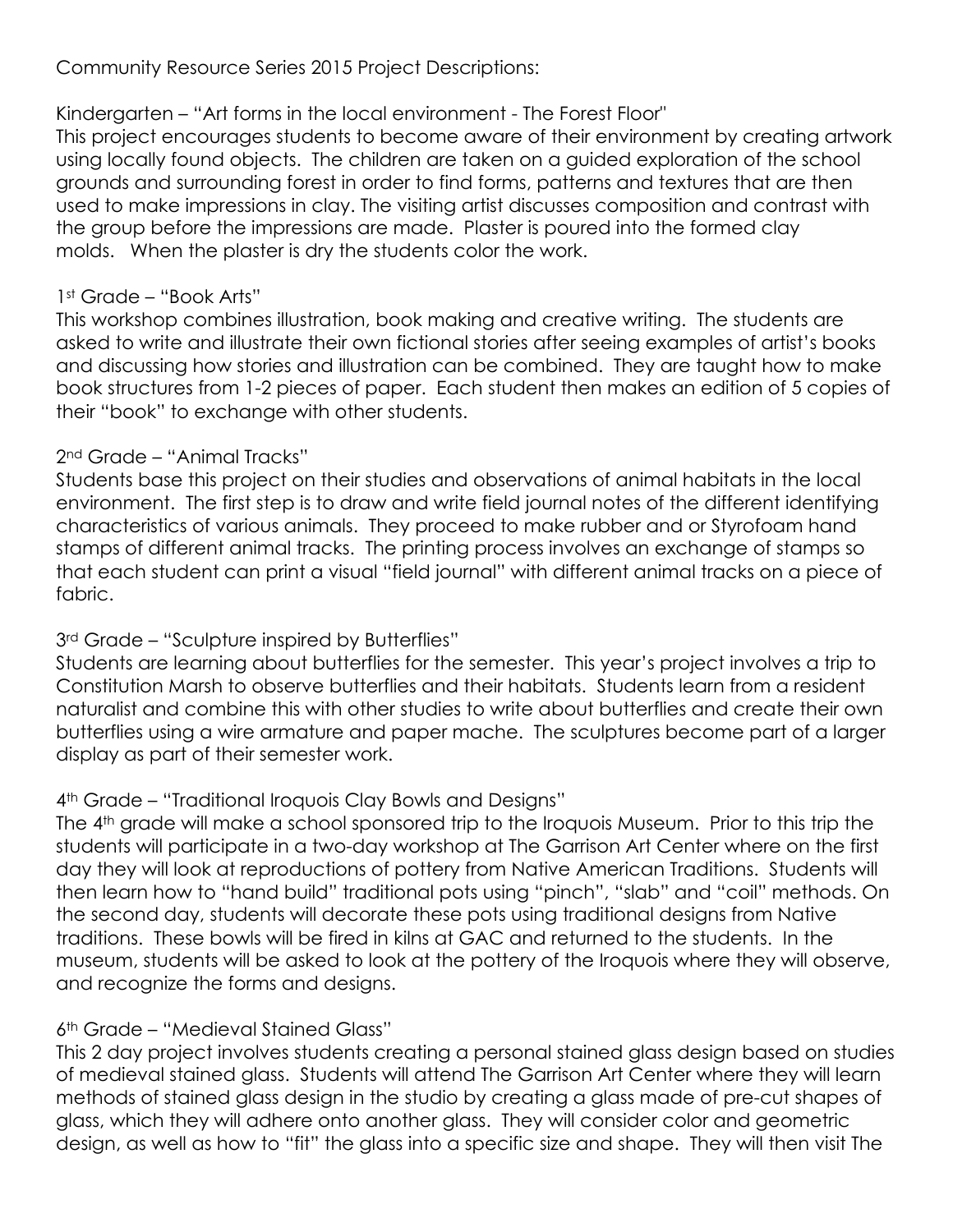Community Resource Series 2015 Project Descriptions:

Kindergarten – "Art forms in the local environment - The Forest Floor"
This project encourages students to become aware of their environment by creating artwork using locally found objects. The children are taken on a guided exploration of the school grounds and surrounding forest in order to find forms, patterns and textures that are then used to make impressions in clay. The visiting artist discusses composition and contrast with the group before the impressions are made. Plaster is poured into the formed clay molds. When the plaster is dry the students color the work.

1st Grade – "Book Arts"
This workshop combines illustration, book making and creative writing. The students are asked to write and illustrate their own fictional stories after seeing examples of artist's books and discussing how stories and illustration can be combined. They are taught how to make book structures from 1-2 pieces of paper. Each student then makes an edition of 5 copies of their "book" to exchange with other students.

2nd Grade – "Animal Tracks"
Students base this project on their studies and observations of animal habitats in the local environment. The first step is to draw and write field journal notes of the different identifying characteristics of various animals. They proceed to make rubber and or Styrofoam hand stamps of different animal tracks. The printing process involves an exchange of stamps so that each student can print a visual "field journal" with different animal tracks on a piece of fabric.

3rd Grade – "Sculpture inspired by Butterflies"
Students are learning about butterflies for the semester. This year's project involves a trip to Constitution Marsh to observe butterflies and their habitats. Students learn from a resident naturalist and combine this with other studies to write about butterflies and create their own butterflies using a wire armature and paper mache. The sculptures become part of a larger display as part of their semester work.

4th Grade – "Traditional Iroquois Clay Bowls and Designs"
The 4th grade will make a school sponsored trip to the Iroquois Museum. Prior to this trip the students will participate in a two-day workshop at The Garrison Art Center where on the first day they will look at reproductions of pottery from Native American Traditions. Students will then learn how to "hand build" traditional pots using "pinch", "slab" and "coil" methods. On the second day, students will decorate these pots using traditional designs from Native traditions. These bowls will be fired in kilns at GAC and returned to the students. In the museum, students will be asked to look at the pottery of the Iroquois where they will observe, and recognize the forms and designs.

6th Grade – "Medieval Stained Glass"
This 2 day project involves students creating a personal stained glass design based on studies of medieval stained glass. Students will attend The Garrison Art Center where they will learn methods of stained glass design in the studio by creating a glass made of pre-cut shapes of glass, which they will adhere onto another glass. They will consider color and geometric design, as well as how to "fit" the glass into a specific size and shape. They will then visit The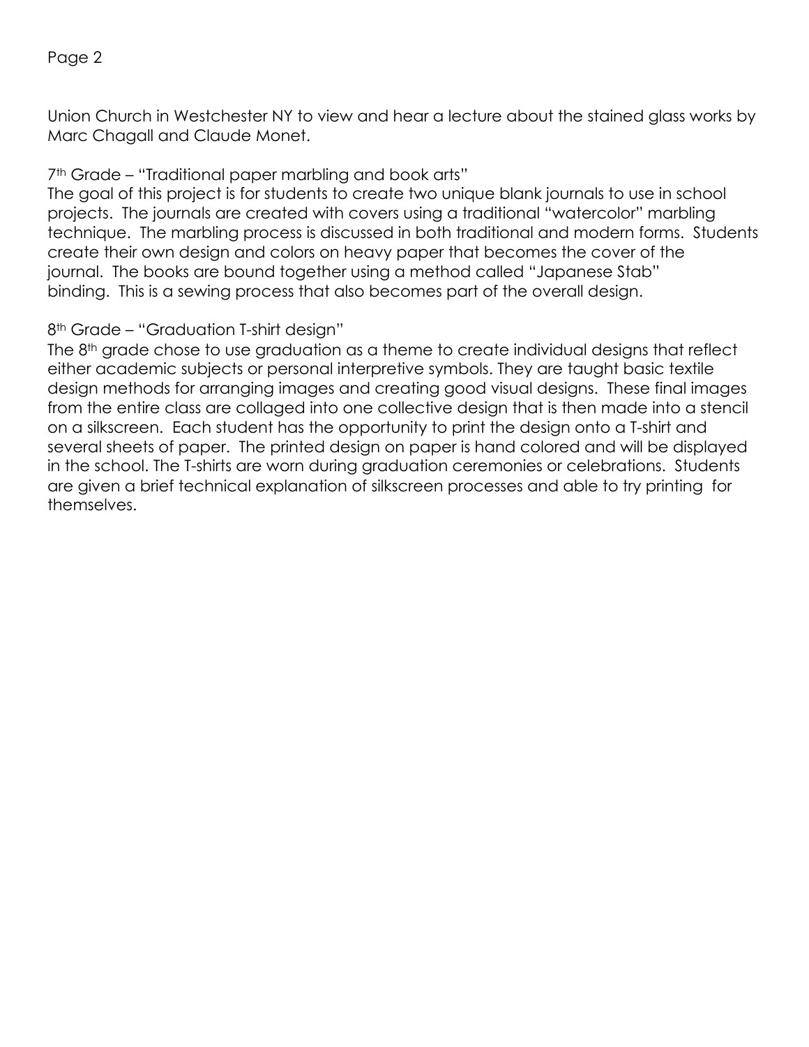Union Church in Westchester NY to view and hear a lecture about the stained glass works by Marc Chagall and Claude Monet.

7th Grade – "Traditional paper marbling and book arts"
The goal of this project is for students to create two unique blank journals to use in school projects. The journals are created with covers using a traditional "watercolor" marbling technique. The marbling process is discussed in both traditional and modern forms. Students create their own design and colors on heavy paper that becomes the cover of the journal. The books are bound together using a method called "Japanese Stab" binding. This is a sewing process that also becomes part of the overall design.

8th Grade – "Graduation T-shirt design"
The 8th grade chose to use graduation as a theme to create individual designs that reflect either academic subjects or personal interpretive symbols. They are taught basic textile design methods for arranging images and creating good visual designs. These final images from the entire class are collaged into one collective design that is then made into a stencil on a silkscreen. Each student has the opportunity to print the design onto a T-shirt and several sheets of paper. The printed design on paper is hand colored and will be displayed in the school. The T-shirts are worn during graduation ceremonies or celebrations. Students are given a brief technical explanation of silkscreen processes and able to try printing for themselves.